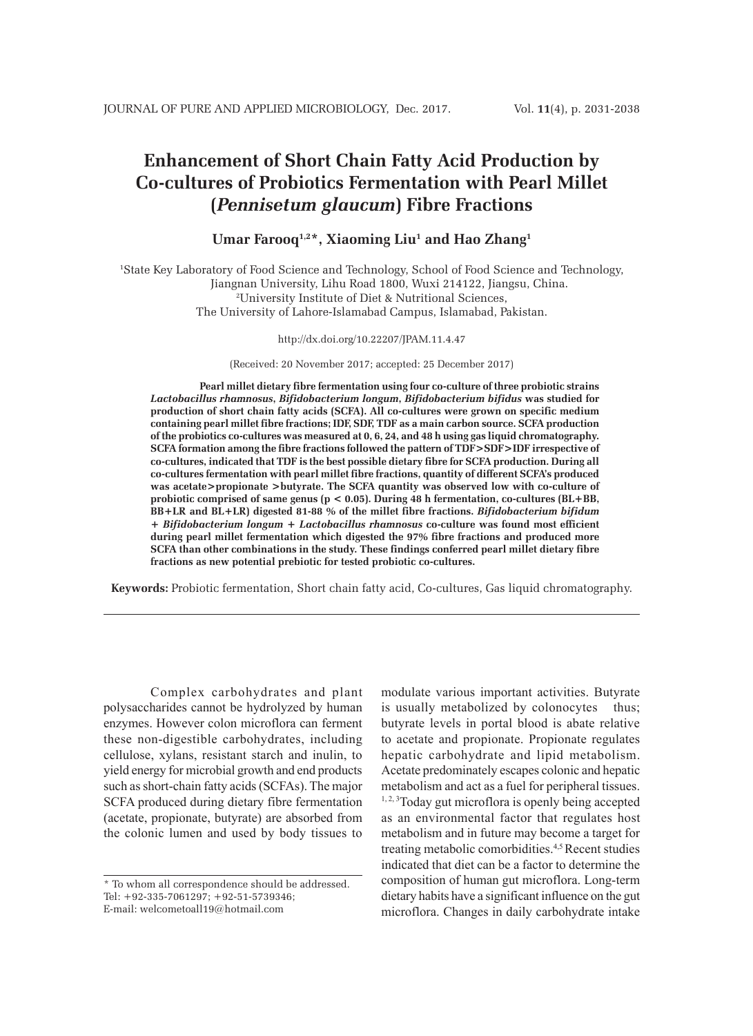# Enhancement of Short Chain Fatty Acid Production by Co-cultures of Probiotics Fermentation with Pearl Millet (*Pennisetum glaucum*) Fibre Fractions

**Umar Farooq[1,2]*, Xiaoming Liu[1] and Hao Zhang[1]**

[1]State Key Laboratory of Food Science and Technology, School of Food Science and Technology, Jiangnan University, Lihu Road 1800, Wuxi 214122, Jiangsu, China.
[2]University Institute of Diet & Nutritional Sciences, The University of Lahore-Islamabad Campus, Islamabad, Pakistan.

http://dx.doi.org/10.22207/JPAM.11.4.47

(Received: 20 November 2017; accepted: 25 December 2017)

**Pearl millet dietary fibre fermentation using four co-culture of three probiotic strains *Lactobacillus rhamnosus*, *Bifidobacterium longum*, *Bifidobacterium bifidus* was studied for production of short chain fatty acids (SCFA). All co-cultures were grown on specific medium containing pearl millet fibre fractions; IDF, SDF, TDF as a main carbon source. SCFA production of the probiotics co-cultures was measured at 0, 6, 24, and 48 h using gas liquid chromatography. SCFA formation among the fibre fractions followed the pattern of TDF>SDF>IDF irrespective of co-cultures, indicated that TDF is the best possible dietary fibre for SCFA production. During all co-cultures fermentation with pearl millet fibre fractions, quantity of different SCFA's produced was acetate>propionate >butyrate. The SCFA quantity was observed low with co-culture of probiotic comprised of same genus ($p < 0.05$). During 48 h fermentation, co-cultures (BL+BB, BB+LR and BL+LR) digested 81-88 % of the millet fibre fractions. *Bifidobacterium bifidum + Bifidobacterium longum + Lactobacillus rhamnosus* co-culture was found most efficient during pearl millet fermentation which digested the 97% fibre fractions and produced more SCFA than other combinations in the study. These findings conferred pearl millet dietary fibre fractions as new potential prebiotic for tested probiotic co-cultures.**

**Keywords:** Probiotic fermentation, Short chain fatty acid, Co-cultures, Gas liquid chromatography.

Complex carbohydrates and plant polysaccharides cannot be hydrolyzed by human enzymes. However colon microflora can ferment these non-digestible carbohydrates, including cellulose, xylans, resistant starch and inulin, to yield energy for microbial growth and end products such as short-chain fatty acids (SCFAs). The major SCFA produced during dietary fibre fermentation (acetate, propionate, butyrate) are absorbed from the colonic lumen and used by body tissues to modulate various important activities. Butyrate is usually metabolized by colonocytes thus; butyrate levels in portal blood is abate relative to acetate and propionate. Propionate regulates hepatic carbohydrate and lipid metabolism. Acetate predominately escapes colonic and hepatic metabolism and act as a fuel for peripheral tissues.[1,2,3] Today gut microflora is openly being accepted as an environmental factor that regulates host metabolism and in future may become a target for treating metabolic comorbidities.[4,5] Recent studies indicated that diet can be a factor to determine the composition of human gut microflora. Long-term dietary habits have a significant influence on the gut microflora. Changes in daily carbohydrate intake

\* To whom all correspondence should be addressed.
Tel: +92-335-7061297; +92-51-5739346;
E-mail: welcometoall19@hotmail.com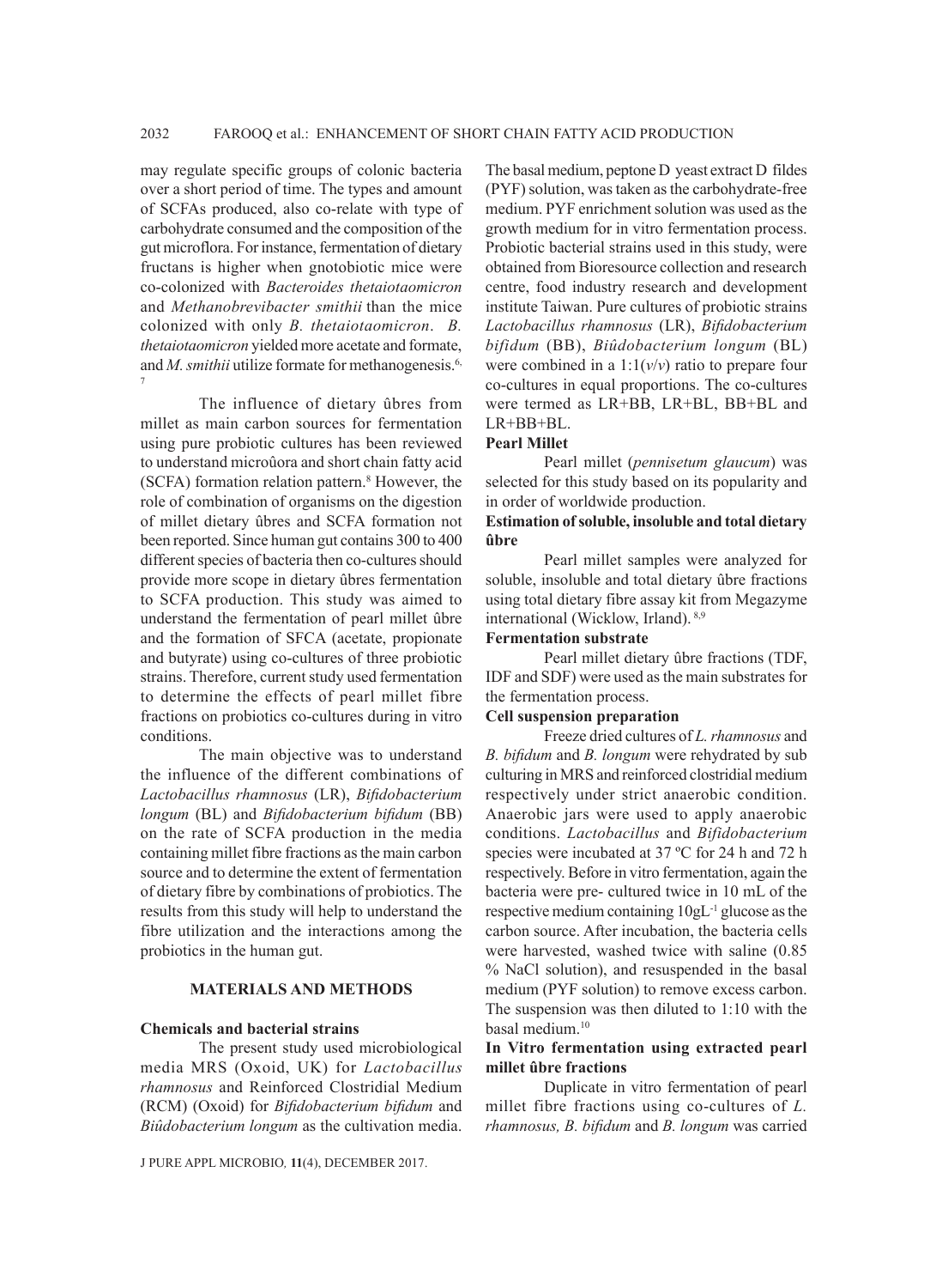may regulate specific groups of colonic bacteria over a short period of time. The types and amount of SCFAs produced, also co-relate with type of carbohydrate consumed and the composition of the gut microflora. For instance, fermentation of dietary fructans is higher when gnotobiotic mice were co-colonized with *Bacteroides thetaiotaomicron* and *Methanobrevibacter smithii* than the mice colonized with only *B. thetaiotaomicron*. *B. thetaiotaomicron* yielded more acetate and formate, and *M. smithii* utilize formate for methanogenesis.[6, 7]

The influence of dietary ûbres from millet as main carbon sources for fermentation using pure probiotic cultures has been reviewed to understand microûora and short chain fatty acid (SCFA) formation relation pattern.[8] However, the role of combination of organisms on the digestion of millet dietary ûbres and SCFA formation not been reported. Since human gut contains 300 to 400 different species of bacteria then co-cultures should provide more scope in dietary ûbres fermentation to SCFA production. This study was aimed to understand the fermentation of pearl millet ûbre and the formation of SFCA (acetate, propionate and butyrate) using co-cultures of three probiotic strains. Therefore, current study used fermentation to determine the effects of pearl millet fibre fractions on probiotics co-cultures during in vitro conditions.

The main objective was to understand the influence of the different combinations of *Lactobacillus rhamnosus* (LR), *Bifidobacterium longum* (BL) and *Bifidobacterium bifidum* (BB) on the rate of SCFA production in the media containing millet fibre fractions as the main carbon source and to determine the extent of fermentation of dietary fibre by combinations of probiotics. The results from this study will help to understand the fibre utilization and the interactions among the probiotics in the human gut.

## MATERIALS AND METHODS

### Chemicals and bacterial strains

The present study used microbiological media MRS (Oxoid, UK) for *Lactobacillus rhamnosus* and Reinforced Clostridial Medium (RCM) (Oxoid) for *Bifidobacterium bifidum* and *Biûdobacterium longum* as the cultivation media. The basal medium, peptone D yeast extract D fildes (PYF) solution, was taken as the carbohydrate-free medium. PYF enrichment solution was used as the growth medium for in vitro fermentation process. Probiotic bacterial strains used in this study, were obtained from Bioresource collection and research centre, food industry research and development institute Taiwan. Pure cultures of probiotic strains *Lactobacillus rhamnosus* (LR), *Bifidobacterium bifidum* (BB), *Biûdobacterium longum* (BL) were combined in a 1:1(*v*/*v*) ratio to prepare four co-cultures in equal proportions. The co-cultures were termed as LR+BB, LR+BL, BB+BL and LR+BB+BL.

### Pearl Millet

Pearl millet (*pennisetum glaucum*) was selected for this study based on its popularity and in order of worldwide production.

### Estimation of soluble, insoluble and total dietary ûbre

Pearl millet samples were analyzed for soluble, insoluble and total dietary ûbre fractions using total dietary fibre assay kit from Megazyme international (Wicklow, Irland).[8,9]

### Fermentation substrate

Pearl millet dietary ûbre fractions (TDF, IDF and SDF) were used as the main substrates for the fermentation process.

### Cell suspension preparation

Freeze dried cultures of *L. rhamnosus* and *B. bifidum* and *B. longum* were rehydrated by sub culturing in MRS and reinforced clostridial medium respectively under strict anaerobic condition. Anaerobic jars were used to apply anaerobic conditions. *Lactobacillus* and *Bifidobacterium* species were incubated at 37 ºC for 24 h and 72 h respectively. Before in vitro fermentation, again the bacteria were pre- cultured twice in 10 mL of the respective medium containing $10gL^{-1}$ glucose as the carbon source. After incubation, the bacteria cells were harvested, washed twice with saline (0.85 % NaCl solution), and resuspended in the basal medium (PYF solution) to remove excess carbon. The suspension was then diluted to 1:10 with the basal medium.[10]

### In Vitro fermentation using extracted pearl millet ûbre fractions

Duplicate in vitro fermentation of pearl millet fibre fractions using co-cultures of *L. rhamnosus, B. bifidum* and *B. longum* was carried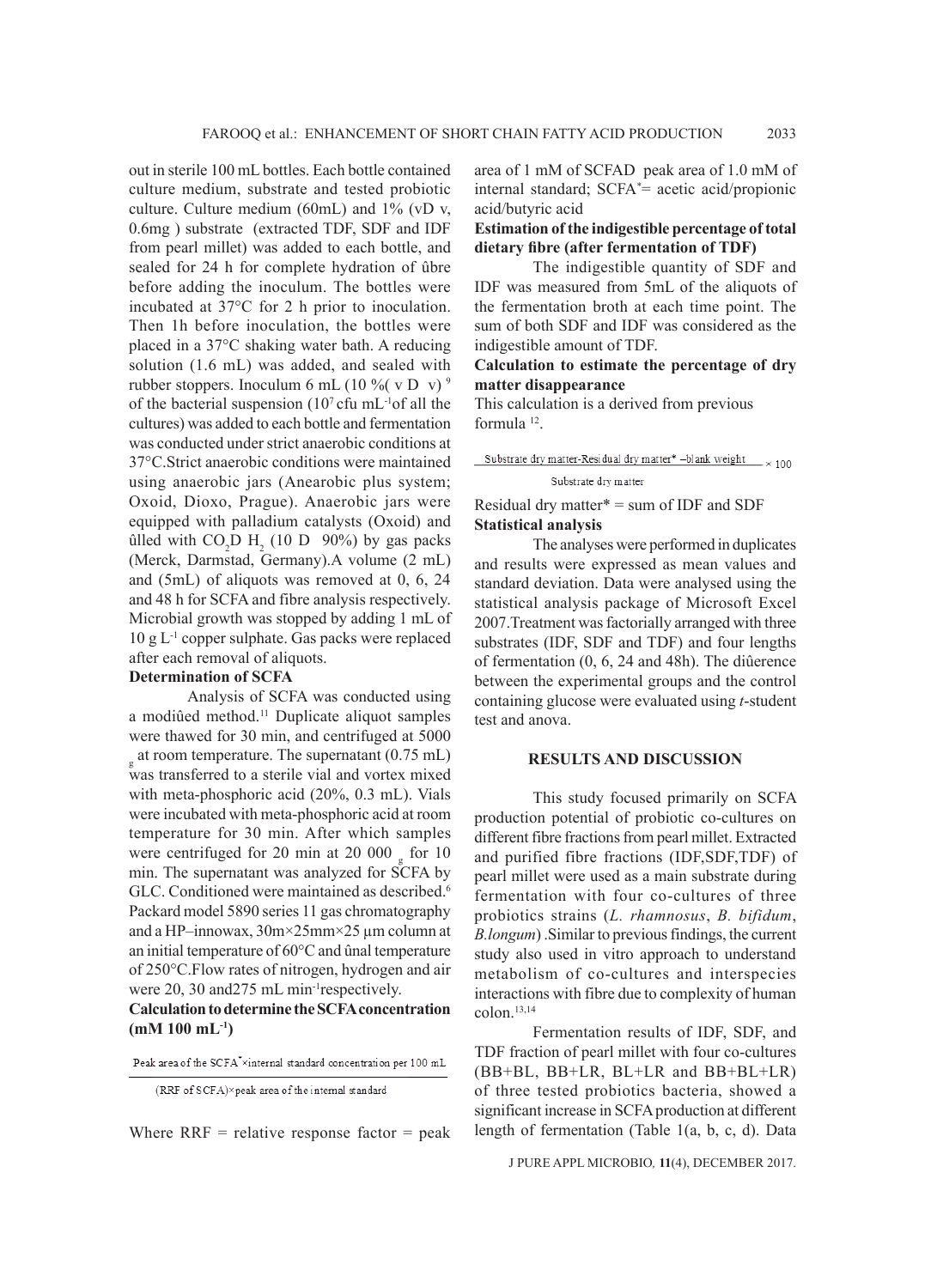out in sterile 100 mL bottles. Each bottle contained culture medium, substrate and tested probiotic culture. Culture medium (60mL) and 1% (vD v, 0.6mg ) substrate (extracted TDF, SDF and IDF from pearl millet) was added to each bottle, and sealed for 24 h for complete hydration of ûbre before adding the inoculum. The bottles were incubated at 37°C for 2 h prior to inoculation. Then 1h before inoculation, the bottles were placed in a 37°C shaking water bath. A reducing solution (1.6 mL) was added, and sealed with rubber stoppers. Inoculum 6 mL (10 %( v D v) [9] of the bacterial suspension ($10^7$ cfu mL$^{-1}$of all the cultures) was added to each bottle and fermentation was conducted under strict anaerobic conditions at 37°C.Strict anaerobic conditions were maintained using anaerobic jars (Anearobic plus system; Oxoid, Dioxo, Prague). Anaerobic jars were equipped with palladium catalysts (Oxoid) and ûlled with $CO_2$D $H_2$ (10 D 90%) by gas packs (Merck, Darmstad, Germany).A volume (2 mL) and (5mL) of aliquots was removed at 0, 6, 24 and 48 h for SCFA and fibre analysis respectively. Microbial growth was stopped by adding 1 mL of 10 g L$^{-1}$ copper sulphate. Gas packs were replaced after each removal of aliquots.

**Determination of SCFA**

Analysis of SCFA was conducted using a modiûed method.[11] Duplicate aliquot samples were thawed for 30 min, and centrifuged at 5000 $_g$ at room temperature. The supernatant (0.75 mL) was transferred to a sterile vial and vortex mixed with meta-phosphoric acid (20%, 0.3 mL). Vials were incubated with meta-phosphoric acid at room temperature for 30 min. After which samples were centrifuged for 20 min at 20 000 $_g$ for 10 min. The supernatant was analyzed for SCFA by GLC. Conditioned were maintained as described.[6] Packard model 5890 series 11 gas chromatography and a HP–innowax, 30m×25mm×25 µm column at an initial temperature of 60°C and ûnal temperature of 250°C.Flow rates of nitrogen, hydrogen and air were 20, 30 and275 mL min$^{-1}$respectively.

**Calculation to determine the SCFA concentration (mM 100 mL$^{-1}$)**

$$\frac{\text{Peak area of the SCFA}^{*} \times \text{internal standard concentration per 100 mL}}{\text{(RRF of SCFA)} \times \text{peak area of the internal standard}}$$

Where RRF = relative response factor = peak area of 1 mM of SCFAD peak area of 1.0 mM of internal standard; SCFA* = acetic acid/propionic acid/butyric acid

**Estimation of the indigestible percentage of total dietary fibre (after fermentation of TDF)**

The indigestible quantity of SDF and IDF was measured from 5mL of the aliquots of the fermentation broth at each time point. The sum of both SDF and IDF was considered as the indigestible amount of TDF.

**Calculation to estimate the percentage of dry matter disappearance**

This calculation is a derived from previous formula [12].

$$\frac{\text{Substrate dry matter} - \text{Residual dry matter}^{*} - \text{blank weight}}{\text{Substrate dry matter}} \times 100$$

Residual dry matter* = sum of IDF and SDF

**Statistical analysis**

The analyses were performed in duplicates and results were expressed as mean values and standard deviation. Data were analysed using the statistical analysis package of Microsoft Excel 2007.Treatment was factorially arranged with three substrates (IDF, SDF and TDF) and four lengths of fermentation (0, 6, 24 and 48h). The diûerence between the experimental groups and the control containing glucose were evaluated using *t*-student test and anova.

## RESULTS AND DISCUSSION

This study focused primarily on SCFA production potential of probiotic co-cultures on different fibre fractions from pearl millet. Extracted and purified fibre fractions (IDF,SDF,TDF) of pearl millet were used as a main substrate during fermentation with four co-cultures of three probiotics strains (*L. rhamnosus*, *B. bifidum*, *B.longum*) .Similar to previous findings, the current study also used in vitro approach to understand metabolism of co-cultures and interspecies interactions with fibre due to complexity of human colon.[13,14]

Fermentation results of IDF, SDF, and TDF fraction of pearl millet with four co-cultures (BB+BL, BB+LR, BL+LR and BB+BL+LR) of three tested probiotics bacteria, showed a significant increase in SCFA production at different length of fermentation (Table 1(a, b, c, d). Data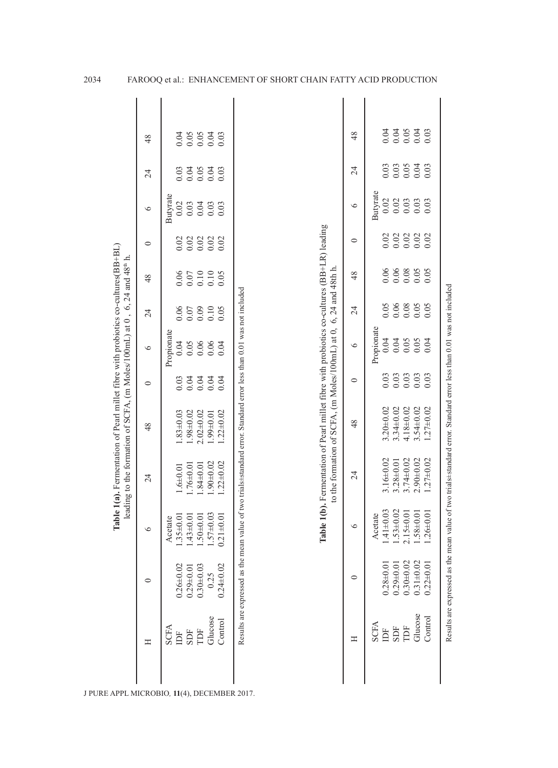**Table 1(a).** Fermentation of Pearl millet fibre with probiotics co-cultures(BB+BL) leading to the formation of SCFA, (m Moles/100mL) at 0 , 6, 24 and 48[th] h.

| H | 0 | 6 | 24 | 48 | 0 | 6 | 24 | 48 | 0 | 6 | 24 | 48 |
|---|---|---|---|---|---|---|---|---|---|---|---|---|
| SCFA | | Acetate | | | | Propionate | | | | Butyrate | | |
| IDF | 0.26±0.02 | 1.35±0.01 | 1.6±0.01 | 1.83±0.03 | 0.03 | 0.04 | 0.06 | 0.06 | 0.02 | 0.02 | 0.03 | 0.04 |
| SDF | 0.29±0.01 | 1.43±0.01 | 1.76±0.01 | 1.98±0.02 | 0.04 | 0.05 | 0.07 | 0.07 | 0.02 | 0.03 | 0.04 | 0.05 |
| TDF | 0.30±0.03 | 1.50±0.01 | 1.84±0.01 | 2.02±0.02 | 0.04 | 0.06 | 0.09 | 0.10 | 0.02 | 0.04 | 0.05 | 0.05 |
| Glucose | 0.25 | 1.57±0.03 | 1.90±0.02 | 1.99±0.01 | 0.04 | 0.06 | 0.10 | 0.10 | 0.02 | 0.03 | 0.04 | 0.04 |
| Control | 0.24±0.02 | 0.21±0.01 | 1.22±0.02 | 1.22±0.02 | 0.04 | 0.04 | 0.05 | 0.05 | 0.02 | 0.03 | 0.03 | 0.03 |

Results are expressed as the mean value of two trials±standard error. Standard error less than 0.01 was not included

**Table 1(b).** Fermentation of Pearl millet fibre with probiotics co-cultures (BB+LR) leading to the formation of SCFA, (m Moles/100mL) at 0, 6, 24 and 48th h.

| H | 0 | 6 | 24 | 48 | 0 | 6 | 24 | 48 | 0 | 6 | 24 | 48 |
|---|---|---|---|---|---|---|---|---|---|---|---|---|
| SCFA | | Acetate | | | | Propionate | | | | Butyrate | | |
| IDF | 0.28±0.01 | 1.41±0.03 | 3.16±0.02 | 3.20±0.02 | 0.03 | 0.04 | 0.05 | 0.06 | 0.02 | 0.02 | 0.03 | 0.04 |
| SDF | 0.29±0.01 | 1.53±0.02 | 3.28±0.01 | 3.34±0.02 | 0.03 | 0.04 | 0.06 | 0.06 | 0.02 | 0.02 | 0.03 | 0.04 |
| TDF | 0.30±0.02 | 2.15±0.01 | 3.74±0.02 | 4.18±0.02 | 0.03 | 0.05 | 0.08 | 0.08 | 0.02 | 0.03 | 0.05 | 0.05 |
| Glucose | 0.31±0.02 | 1.58±0.01 | 2.90±0.02 | 3.54±0.02 | 0.03 | 0.05 | 0.05 | 0.05 | 0.02 | 0.03 | 0.04 | 0.04 |
| Control | 0.22±0.01 | 1.26±0.01 | 1.27±0.02 | 1.27±0.02 | 0.03 | 0.04 | 0.05 | 0.05 | 0.02 | 0.03 | 0.03 | 0.03 |

Results are expressed as the mean value of two trials±standard error. Standard error less than 0.01 was not included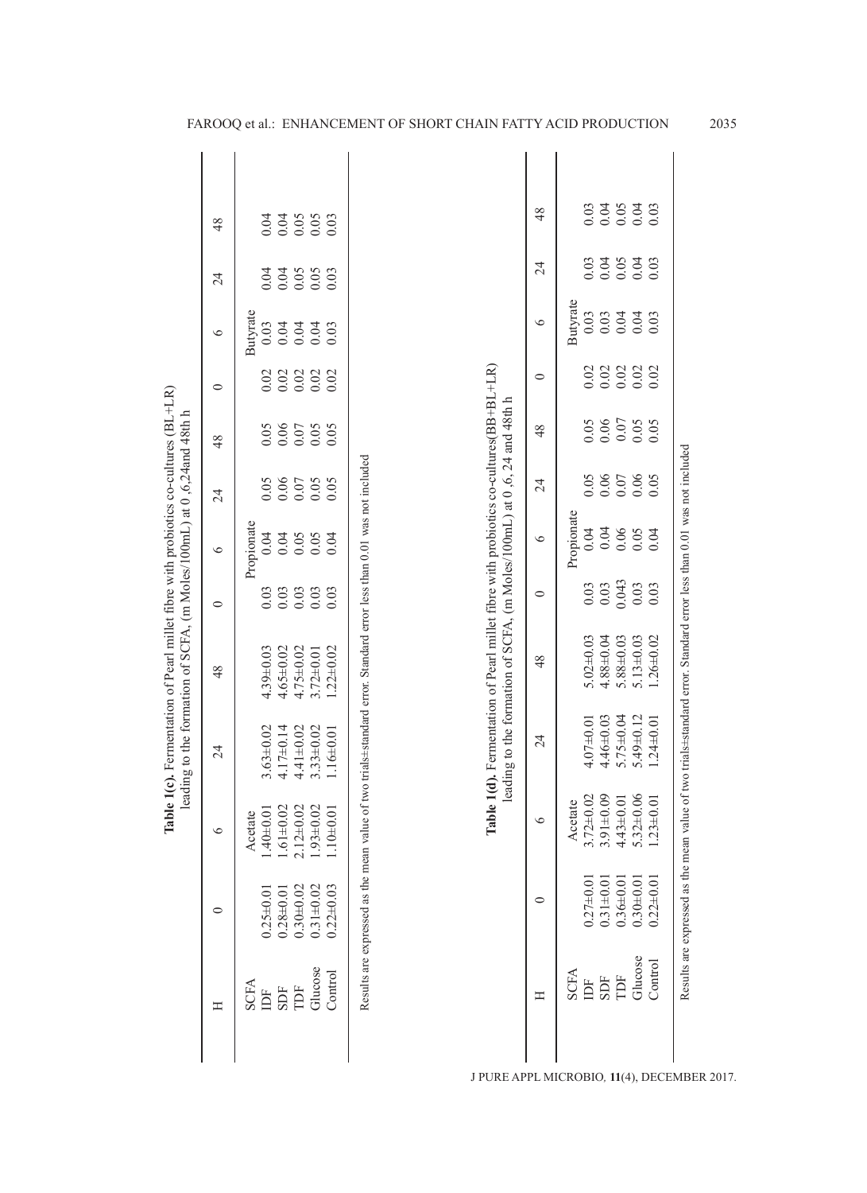**Table 1(c).** Fermentation of Pearl millet fibre with probiotics co-cultures (BL+LR) leading to the formation of SCFA, (m Moles/100mL) at 0 ,6,24and 48th h

| H | 0 | 6 | 24 | 48 | 0 | 6 | 24 | 48 | 0 | 6 | 24 | 48 |
|---|---|---|---|---|---|---|---|---|---|---|---|---|
| SCFA | | Acetate | | | | Propionate | | | | Butyrate | | |
| IDF | 0.25±0.01 | 1.40±0.01 | 3.63±0.02 | 4.39±0.03 | 0.03 | 0.04 | 0.05 | 0.05 | 0.02 | 0.03 | 0.04 | 0.04 |
| SDF | 0.28±0.01 | 1.61±0.02 | 4.17±0.14 | 4.65±0.02 | 0.03 | 0.04 | 0.06 | 0.06 | 0.02 | 0.04 | 0.04 | 0.04 |
| TDF | 0.30±0.02 | 2.12±0.02 | 4.41±0.02 | 4.75±0.02 | 0.03 | 0.05 | 0.07 | 0.07 | 0.02 | 0.04 | 0.05 | 0.05 |
| Glucose | 0.31±0.02 | 1.93±0.02 | 3.33±0.02 | 3.72±0.01 | 0.03 | 0.05 | 0.05 | 0.05 | 0.02 | 0.04 | 0.05 | 0.05 |
| Control | 0.22±0.03 | 1.10±0.01 | 1.16±0.01 | 1.22±0.02 | 0.03 | 0.04 | 0.05 | 0.05 | 0.02 | 0.03 | 0.03 | 0.03 |

Results are expressed as the mean value of two trials±standard error. Standard error less than 0.01 was not included

**Table 1(d).** Fermentation of Pearl millet fibre with probiotics co-cultures(BB+BL+LR) leading to the formation of SCFA, (m Moles/100mL) at 0 ,6, 24 and 48th h

| H | 0 | 6 | 24 | 48 | 0 | 6 | 24 | 48 | 0 | 6 | 24 | 48 |
|---|---|---|---|---|---|---|---|---|---|---|---|---|
| SCFA | | Acetate | | | | Propionate | | | | Butyrate | | |
| IDF | 0.27±0.01 | 3.72±0.02 | 4.07±0.01 | 5.02±0.03 | 0.03 | 0.04 | 0.05 | 0.05 | 0.02 | 0.03 | 0.03 | 0.03 |
| SDF | 0.31±0.01 | 3.91±0.09 | 4.46±0.03 | 4.88±0.04 | 0.03 | 0.04 | 0.06 | 0.06 | 0.02 | 0.03 | 0.04 | 0.04 |
| TDF | 0.36±0.01 | 4.43±0.01 | 5.75±0.04 | 5.88±0.03 | 0.043 | 0.06 | 0.07 | 0.07 | 0.02 | 0.04 | 0.05 | 0.05 |
| Glucose | 0.30±0.01 | 5.32±0.06 | 5.49±0.12 | 5.13±0.03 | 0.03 | 0.05 | 0.06 | 0.05 | 0.02 | 0.04 | 0.04 | 0.04 |
| Control | 0.22±0.01 | 1.23±0.01 | 1.24±0.01 | 1.26±0.02 | 0.03 | 0.04 | 0.05 | 0.05 | 0.02 | 0.03 | 0.03 | 0.03 |

Results are expressed as the mean value of two trials±standard error. Standard error less than 0.01 was not included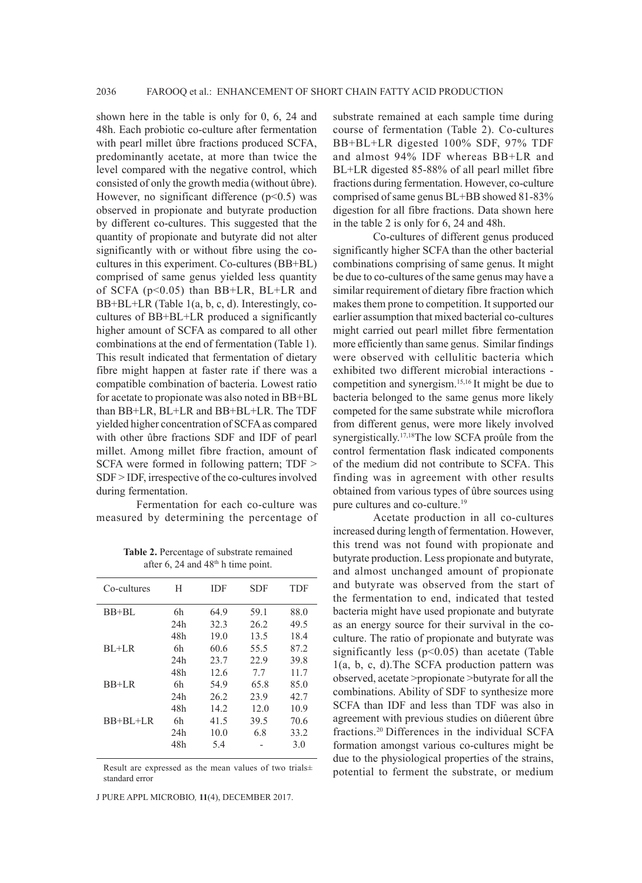shown here in the table is only for 0, 6, 24 and 48h. Each probiotic co-culture after fermentation with pearl millet ûbre fractions produced SCFA, predominantly acetate, at more than twice the level compared with the negative control, which consisted of only the growth media (without ûbre). However, no significant difference ($p<0.5$) was observed in propionate and butyrate production by different co-cultures. This suggested that the quantity of propionate and butyrate did not alter significantly with or without fibre using the co-cultures in this experiment. Co-cultures (BB+BL) comprised of same genus yielded less quantity of SCFA ($p<0.05$) than BB+LR, BL+LR and BB+BL+LR (Table 1(a, b, c, d). Interestingly, co-cultures of BB+BL+LR produced a significantly higher amount of SCFA as compared to all other combinations at the end of fermentation (Table 1). This result indicated that fermentation of dietary fibre might happen at faster rate if there was a compatible combination of bacteria. Lowest ratio for acetate to propionate was also noted in BB+BL than BB+LR, BL+LR and BB+BL+LR. The TDF yielded higher concentration of SCFA as compared with other ûbre fractions SDF and IDF of pearl millet. Among millet fibre fraction, amount of SCFA were formed in following pattern; TDF > SDF > IDF, irrespective of the co-cultures involved during fermentation.

Fermentation for each co-culture was measured by determining the percentage of substrate remained at each sample time during course of fermentation (Table 2). Co-cultures BB+BL+LR digested 100% SDF, 97% TDF and almost 94% IDF whereas BB+LR and BL+LR digested 85-88% of all pearl millet fibre fractions during fermentation. However, co-culture comprised of same genus BL+BB showed 81-83% digestion for all fibre fractions. Data shown here in the table 2 is only for 6, 24 and 48h.

**Table 2.** Percentage of substrate remained after 6, 24 and 48th h time point.

| Co-cultures | H | IDF | SDF | TDF |
|---|---|---|---|---|
| BB+BL | 6h | 64.9 | 59.1 | 88.0 |
| | 24h | 32.3 | 26.2 | 49.5 |
| | 48h | 19.0 | 13.5 | 18.4 |
| BL+LR | 6h | 60.6 | 55.5 | 87.2 |
| | 24h | 23.7 | 22.9 | 39.8 |
| | 48h | 12.6 | 7.7 | 11.7 |
| BB+LR | 6h | 54.9 | 65.8 | 85.0 |
| | 24h | 26.2 | 23.9 | 42.7 |
| | 48h | 14.2 | 12.0 | 10.9 |
| BB+BL+LR | 6h | 41.5 | 39.5 | 70.6 |
| | 24h | 10.0 | 6.8 | 33.2 |
| | 48h | 5.4 | - | 3.0 |

Result are expressed as the mean values of two trials± standard error

Co-cultures of different genus produced significantly higher SCFA than the other bacterial combinations comprising of same genus. It might be due to co-cultures of the same genus may have a similar requirement of dietary fibre fraction which makes them prone to competition. It supported our earlier assumption that mixed bacterial co-cultures might carried out pearl millet fibre fermentation more efficiently than same genus. Similar findings were observed with cellulitic bacteria which exhibited two different microbial interactions - competition and synergism.[15,16] It might be due to bacteria belonged to the same genus more likely competed for the same substrate while microflora from different genus, were more likely involved synergistically.[17,18] The low SCFA proûle from the control fermentation flask indicated components of the medium did not contribute to SCFA. This finding was in agreement with other results obtained from various types of ûbre sources using pure cultures and co-culture.[19]

Acetate production in all co-cultures increased during length of fermentation. However, this trend was not found with propionate and butyrate production. Less propionate and butyrate, and almost unchanged amount of propionate and butyrate was observed from the start of the fermentation to end, indicated that tested bacteria might have used propionate and butyrate as an energy source for their survival in the co-culture. The ratio of propionate and butyrate was significantly less ($p<0.05$) than acetate (Table 1(a, b, c, d).The SCFA production pattern was observed, acetate >propionate >butyrate for all the combinations. Ability of SDF to synthesize more SCFA than IDF and less than TDF was also in agreement with previous studies on diûerent ûbre fractions.[20] Differences in the individual SCFA formation amongst various co-cultures might be due to the physiological properties of the strains, potential to ferment the substrate, or medium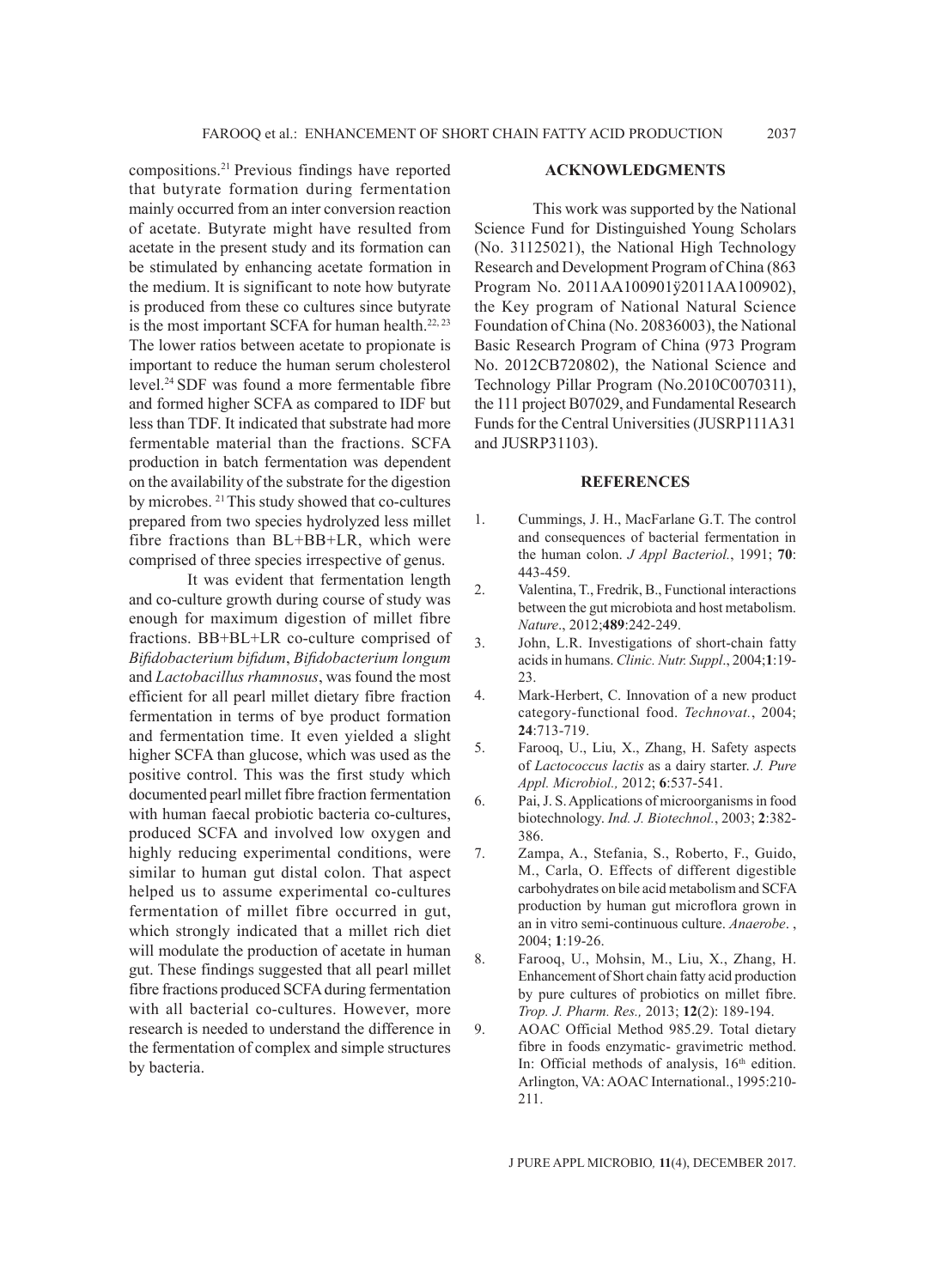compositions.[21] Previous findings have reported that butyrate formation during fermentation mainly occurred from an inter conversion reaction of acetate. Butyrate might have resulted from acetate in the present study and its formation can be stimulated by enhancing acetate formation in the medium. It is significant to note how butyrate is produced from these co cultures since butyrate is the most important SCFA for human health.[22, 23] The lower ratios between acetate to propionate is important to reduce the human serum cholesterol level.[24] SDF was found a more fermentable fibre and formed higher SCFA as compared to IDF but less than TDF. It indicated that substrate had more fermentable material than the fractions. SCFA production in batch fermentation was dependent on the availability of the substrate for the digestion by microbes. [21] This study showed that co-cultures prepared from two species hydrolyzed less millet fibre fractions than BL+BB+LR, which were comprised of three species irrespective of genus.

It was evident that fermentation length and co-culture growth during course of study was enough for maximum digestion of millet fibre fractions. BB+BL+LR co-culture comprised of *Bifidobacterium bifidum*, *Bifidobacterium longum* and *Lactobacillus rhamnosus*, was found the most efficient for all pearl millet dietary fibre fraction fermentation in terms of bye product formation and fermentation time. It even yielded a slight higher SCFA than glucose, which was used as the positive control. This was the first study which documented pearl millet fibre fraction fermentation with human faecal probiotic bacteria co-cultures, produced SCFA and involved low oxygen and highly reducing experimental conditions, were similar to human gut distal colon. That aspect helped us to assume experimental co-cultures fermentation of millet fibre occurred in gut, which strongly indicated that a millet rich diet will modulate the production of acetate in human gut. These findings suggested that all pearl millet fibre fractions produced SCFA during fermentation with all bacterial co-cultures. However, more research is needed to understand the difference in the fermentation of complex and simple structures by bacteria.

## ACKNOWLEDGMENTS

This work was supported by the National Science Fund for Distinguished Young Scholars (No. 31125021), the National High Technology Research and Development Program of China (863 Program No. 2011AA100901ÿ2011AA100902), the Key program of National Natural Science Foundation of China (No. 20836003), the National Basic Research Program of China (973 Program No. 2012CB720802), the National Science and Technology Pillar Program (No.2010C0070311), the 111 project B07029, and Fundamental Research Funds for the Central Universities (JUSRP111A31 and JUSRP31103).

## REFERENCES

1. Cummings, J. H., MacFarlane G.T. The control and consequences of bacterial fermentation in the human colon. *J Appl Bacteriol.*, 1991; **70**: 443-459.
2. Valentina, T., Fredrik, B., Functional interactions between the gut microbiota and host metabolism. *Nature*., 2012;**489**:242-249.
3. John, L.R. Investigations of short-chain fatty acids in humans. *Clinic. Nutr. Suppl*., 2004;**1**:19-23.
4. Mark-Herbert, C. Innovation of a new product category-functional food. *Technovat.*, 2004; **24**:713-719.
5. Farooq, U., Liu, X., Zhang, H. Safety aspects of *Lactococcus lactis* as a dairy starter. *J. Pure Appl. Microbiol.,* 2012; **6**:537-541.
6. Pai, J. S. Applications of microorganisms in food biotechnology. *Ind. J. Biotechnol.*, 2003; **2**:382-386.
7. Zampa, A., Stefania, S., Roberto, F., Guido, M., Carla, O. Effects of different digestible carbohydrates on bile acid metabolism and SCFA production by human gut microflora grown in an in vitro semi-continuous culture. *Anaerobe*. , 2004; **1**:19-26.
8. Farooq, U., Mohsin, M., Liu, X., Zhang, H. Enhancement of Short chain fatty acid production by pure cultures of probiotics on millet fibre. *Trop. J. Pharm. Res.,* 2013; **12**(2): 189-194.
9. AOAC Official Method 985.29. Total dietary fibre in foods enzymatic- gravimetric method. In: Official methods of analysis, 16th edition. Arlington, VA: AOAC International., 1995:210-211.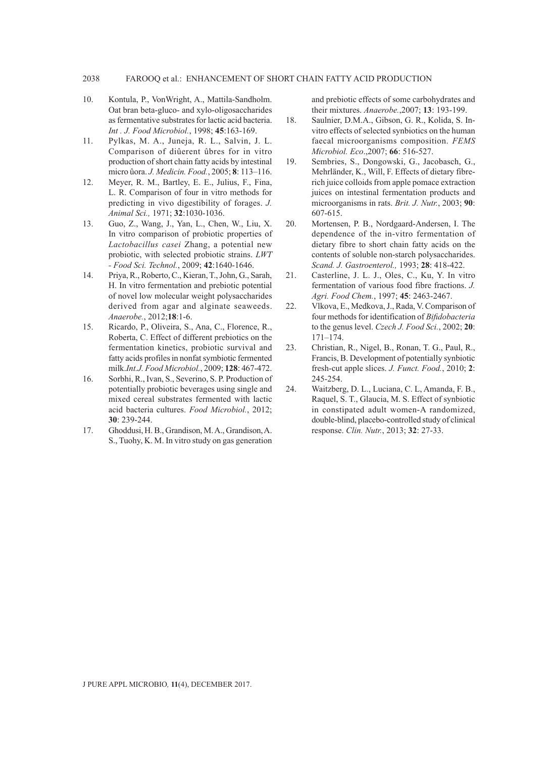10. Kontula, P., VonWright, A., Mattila-Sandholm. Oat bran beta-gluco- and xylo-oligosaccharides as fermentative substrates for lactic acid bacteria. *Int . J. Food Microbiol.*, 1998; **45**:163-169.
11. Pylkas, M. A., Juneja, R. L., Salvin, J. L. Comparison of diûerent ûbres for in vitro production of short chain fatty acids by intestinal micro ûora. *J. Medicin. Food.*, 2005; **8**: 113–116.
12. Meyer, R. M., Bartley, E. E., Julius, F., Fina, L. R. Comparison of four in vitro methods for predicting in vivo digestibility of forages. *J. Animal Sci.,* 1971; **32**:1030-1036.
13. Guo, Z., Wang, J., Yan, L., Chen, W., Liu, X. In vitro comparison of probiotic properties of *Lactobacillus casei* Zhang, a potential new probiotic, with selected probiotic strains. *LWT - Food Sci. Technol.*, 2009; **42**:1640-1646.
14. Priya, R., Roberto, C., Kieran, T., John, G., Sarah, H. In vitro fermentation and prebiotic potential of novel low molecular weight polysaccharides derived from agar and alginate seaweeds. *Anaerobe.*, 2012;**18**:1-6.
15. Ricardo, P., Oliveira, S., Ana, C., Florence, R., Roberta, C. Effect of different prebiotics on the fermentation kinetics, probiotic survival and fatty acids profiles in nonfat symbiotic fermented milk.*Int.J. Food Microbiol.*, 2009; **128**: 467-472.
16. Sorbhi, R., Ivan, S., Severino, S. P. Production of potentially probiotic beverages using single and mixed cereal substrates fermented with lactic acid bacteria cultures. *Food Microbiol.*, 2012; **30**: 239-244.
17. Ghoddusi, H. B., Grandison, M. A., Grandison, A. S., Tuohy, K. M. In vitro study on gas generation and prebiotic effects of some carbohydrates and their mixtures. *Anaerobe.*,2007; **13**: 193-199.
18. Saulnier, D.M.A., Gibson, G. R., Kolida, S. In-vitro effects of selected synbiotics on the human faecal microorganisms composition. *FEMS Microbiol. Eco*.,2007; **66**: 516-527.
19. Sembries, S., Dongowski, G., Jacobasch, G., Mehrländer, K., Will, F. Effects of dietary fibre-rich juice colloids from apple pomace extraction juices on intestinal fermentation products and microorganisms in rats. *Brit. J. Nutr.*, 2003; **90**: 607-615.
20. Mortensen, P. B., Nordgaard-Andersen, I. The dependence of the in-vitro fermentation of dietary fibre to short chain fatty acids on the contents of soluble non-starch polysaccharides. *Scand. J. Gastroenterol.,* 1993; **28**: 418-422.
21. Casterline, J. L. J., Oles, C., Ku, Y. In vitro fermentation of various food fibre fractions. *J. Agri. Food Chem.*, 1997; **45**: 2463-2467.
22. Vlkova, E., Medkova, J., Rada, V. Comparison of four methods for identification of *Bifidobacteria* to the genus level. *Czech J. Food Sci.*, 2002; **20**: 171–174.
23. Christian, R., Nigel, B., Ronan, T. G., Paul, R., Francis, B. Development of potentially synbiotic fresh-cut apple slices. *J. Funct. Food.*, 2010; **2**: 245-254.
24. Waitzberg, D. L., Luciana, C. L, Amanda, F. B., Raquel, S. T., Glaucia, M. S. Effect of synbiotic in constipated adult women-A randomized, double-blind, placebo-controlled study of clinical response. *Clin. Nutr.*, 2013; **32**: 27-33.